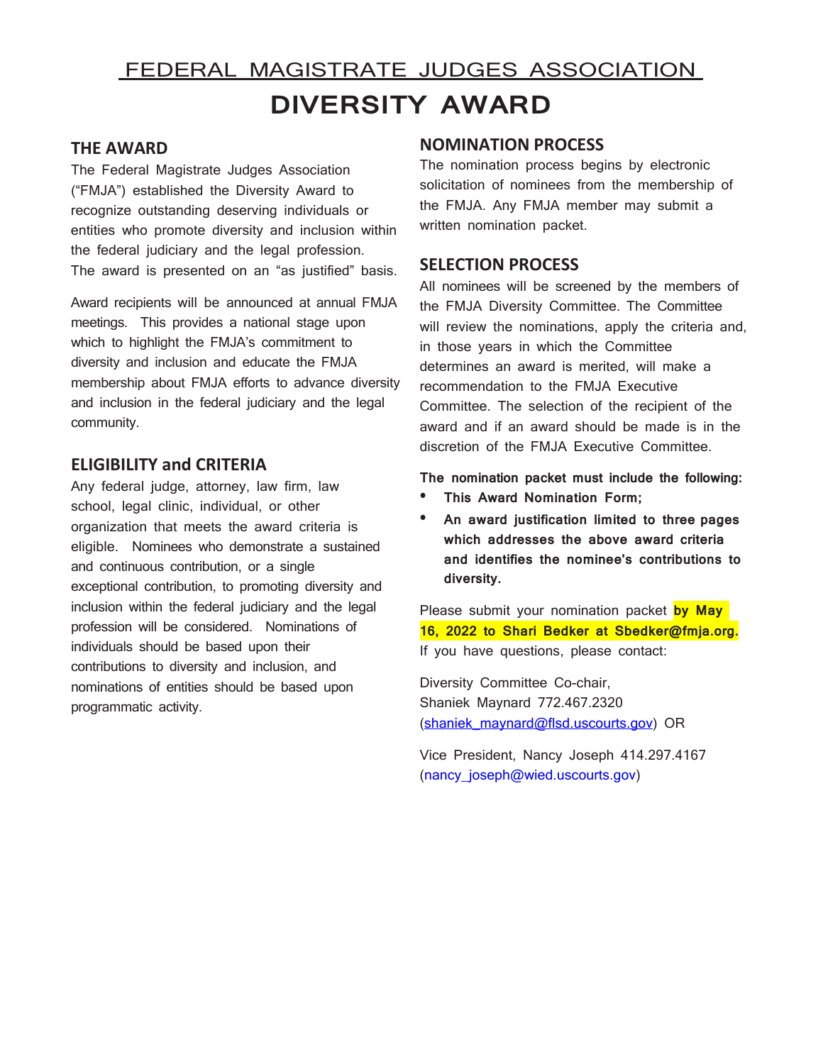# FEDERAL MAGISTRATE JUDGES ASSOCIATION

# DIVERSITY AWARD

## THE AWARD

The Federal Magistrate Judges Association ("FMJA") established the Diversity Award to recognize outstanding deserving individuals or entities who promote diversity and inclusion within the federal judiciary and the legal profession. The award is presented on an "as justified" basis.

Award recipients will be announced at annual FMJA meetings. This provides a national stage upon which to highlight the FMJA's commitment to diversity and inclusion and educate the FMJA membership about FMJA efforts to advance diversity and inclusion in the federal judiciary and the legal community.

## ELIGIBILITY and CRITERIA

Any federal judge, attorney, law firm, law school, legal clinic, individual, or other organization that meets the award criteria is eligible. Nominees who demonstrate a sustained and continuous contribution, or a single exceptional contribution, to promoting diversity and inclusion within the federal judiciary and the legal profession will be considered. Nominations of individuals should be based upon their contributions to diversity and inclusion, and nominations of entities should be based upon programmatic activity.

## NOMINATION PROCESS

The nomination process begins by electronic solicitation of nominees from the membership of the FMJA. Any FMJA member may submit a written nomination packet.

## SELECTION PROCESS

All nominees will be screened by the members of the FMJA Diversity Committee. The Committee will review the nominations, apply the criteria and, in those years in which the Committee determines an award is merited, will make a recommendation to the FMJA Executive Committee. The selection of the recipient of the award and if an award should be made is in the discretion of the FMJA Executive Committee.

**The nomination packet must include the following:**

- **This Award Nomination Form;**
- **An award justification limited to three pages which addresses the above award criteria and identifies the nominee's contributions to diversity.**

Please submit your nomination packet **by May 16, 2022 to Shari Bedker at Sbedker@fmja.org.** If you have questions, please contact:

Diversity Committee Co-chair,
Shaniek Maynard 772.467.2320
(shaniek_maynard@flsd.uscourts.gov) OR

Vice President, Nancy Joseph 414.297.4167
(nancy_joseph@wied.uscourts.gov)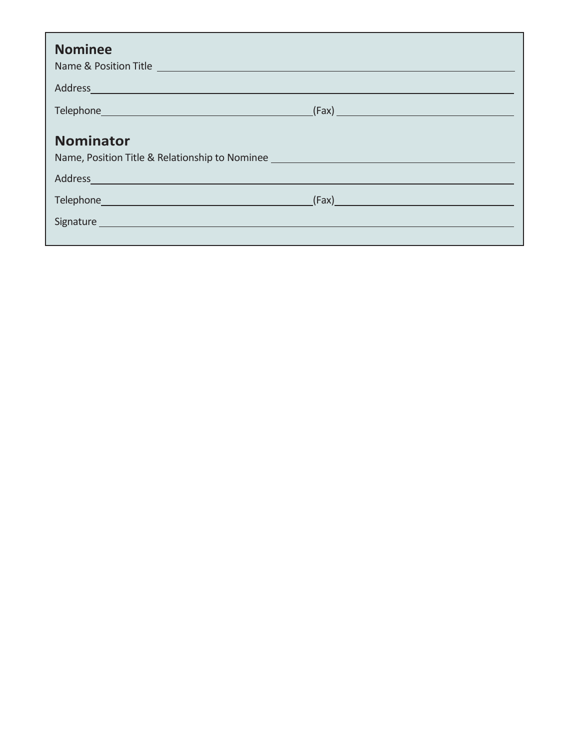## Nominee

Name & Position Title ______________________________

Address ______________________________

Telephone ______________________________ (Fax) ______________________________

## Nominator

Name, Position Title & Relationship to Nominee ______________________________

Address ______________________________

Telephone ______________________________ (Fax) ______________________________

Signature ______________________________